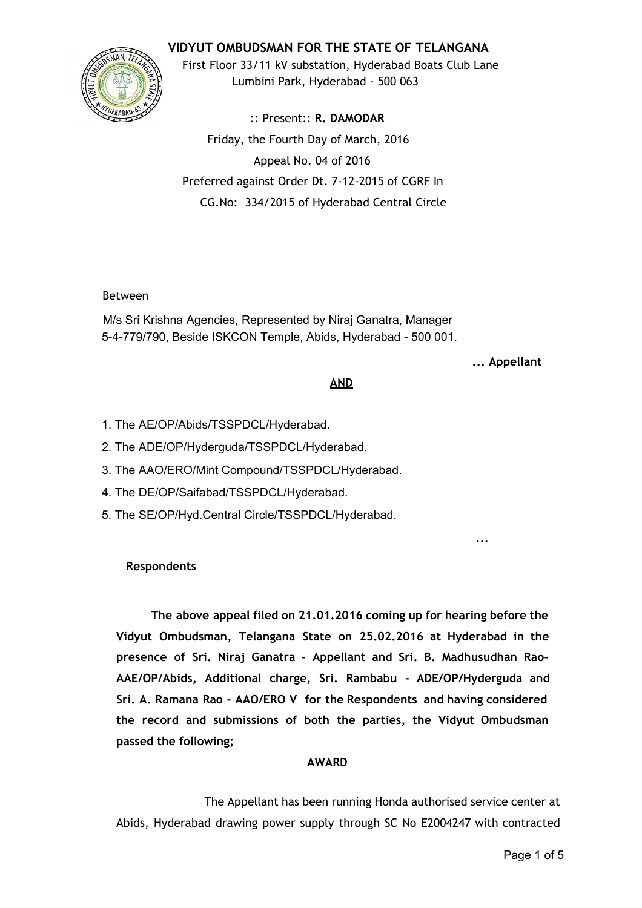# VIDYUT OMBUDSMAN FOR THE STATE OF TELANGANA

First Floor 33/11 kV substation, Hyderabad Boats Club Lane
Lumbini Park, Hyderabad - 500 063

:: Present:: **R. DAMODAR**
Friday, the Fourth Day of March, 2016
Appeal No. 04 of 2016
Preferred against Order Dt. 7-12-2015 of CGRF In
CG.No: 334/2015 of Hyderabad Central Circle

Between

M/s Sri Krishna Agencies, Represented by Niraj Ganatra, Manager
5-4-779/790, Beside ISKCON Temple, Abids, Hyderabad - 500 001.

**... Appellant**

**AND**

1. The AE/OP/Abids/TSSPDCL/Hyderabad.
2. The ADE/OP/Hyderguda/TSSPDCL/Hyderabad.
3. The AAO/ERO/Mint Compound/TSSPDCL/Hyderabad.
4. The DE/OP/Saifabad/TSSPDCL/Hyderabad.
5. The SE/OP/Hyd.Central Circle/TSSPDCL/Hyderabad.

**... Respondents**

**The above appeal filed on 21.01.2016 coming up for hearing before the Vidyut Ombudsman, Telangana State on 25.02.2016 at Hyderabad in the presence of Sri. Niraj Ganatra - Appellant and Sri. B. Madhusudhan Rao-AAE/OP/Abids, Additional charge, Sri. Rambabu - ADE/OP/Hyderguda and Sri. A. Ramana Rao - AAO/ERO V for the Respondents and having considered the record and submissions of both the parties, the Vidyut Ombudsman passed the following;**

**AWARD**

The Appellant has been running Honda authorised service center at Abids, Hyderabad drawing power supply through SC No E2004247 with contracted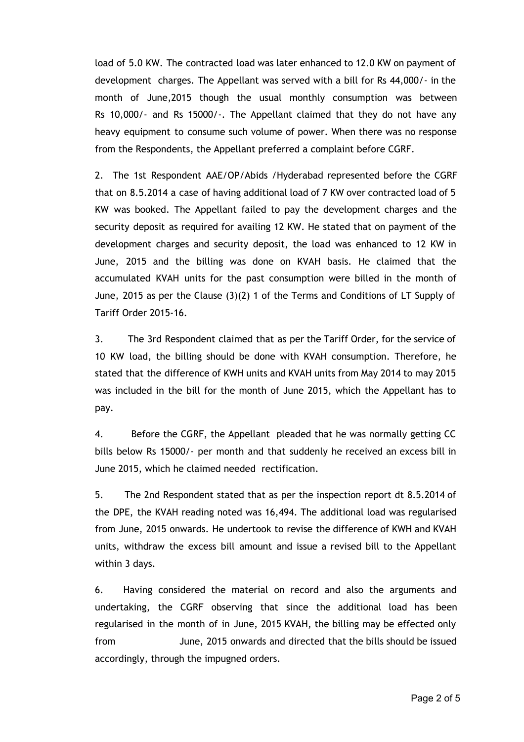load of 5.0 KW. The contracted load was later enhanced to 12.0 KW on payment of development charges. The Appellant was served with a bill for Rs 44,000/- in the month of June,2015 though the usual monthly consumption was between Rs 10,000/- and Rs 15000/-. The Appellant claimed that they do not have any heavy equipment to consume such volume of power. When there was no response from the Respondents, the Appellant preferred a complaint before CGRF.

2. The 1st Respondent AAE/OP/Abids /Hyderabad represented before the CGRF that on 8.5.2014 a case of having additional load of 7 KW over contracted load of 5 KW was booked. The Appellant failed to pay the development charges and the security deposit as required for availing 12 KW. He stated that on payment of the development charges and security deposit, the load was enhanced to 12 KW in June, 2015 and the billing was done on KVAH basis. He claimed that the accumulated KVAH units for the past consumption were billed in the month of June, 2015 as per the Clause (3)(2) 1 of the Terms and Conditions of LT Supply of Tariff Order 2015-16.

3. The 3rd Respondent claimed that as per the Tariff Order, for the service of 10 KW load, the billing should be done with KVAH consumption. Therefore, he stated that the difference of KWH units and KVAH units from May 2014 to may 2015 was included in the bill for the month of June 2015, which the Appellant has to pay.

4. Before the CGRF, the Appellant pleaded that he was normally getting CC bills below Rs 15000/- per month and that suddenly he received an excess bill in June 2015, which he claimed needed rectification.

5. The 2nd Respondent stated that as per the inspection report dt 8.5.2014 of the DPE, the KVAH reading noted was 16,494. The additional load was regularised from June, 2015 onwards. He undertook to revise the difference of KWH and KVAH units, withdraw the excess bill amount and issue a revised bill to the Appellant within 3 days.

6. Having considered the material on record and also the arguments and undertaking, the CGRF observing that since the additional load has been regularised in the month of in June, 2015 KVAH, the billing may be effected only from June, 2015 onwards and directed that the bills should be issued accordingly, through the impugned orders.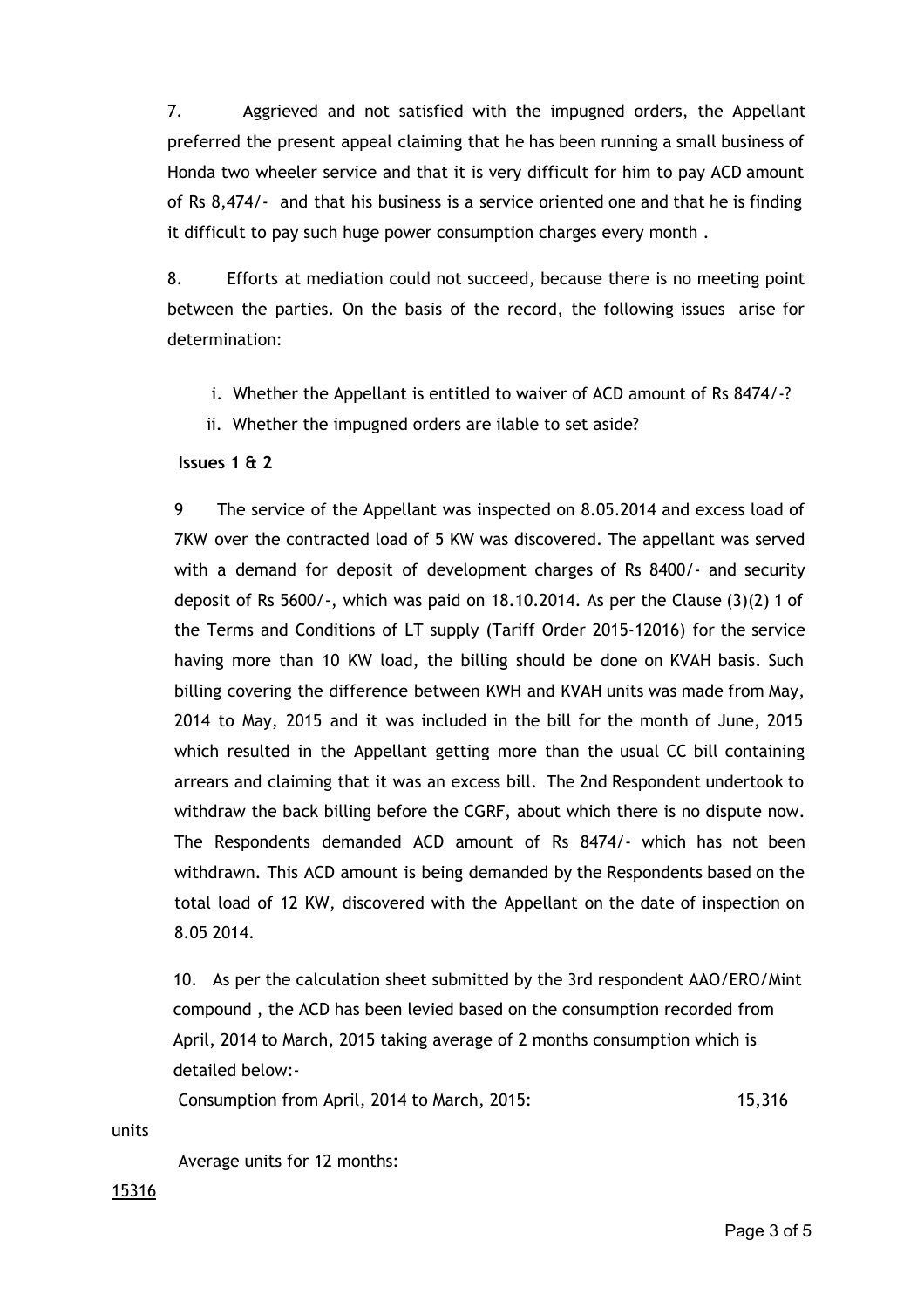7. Aggrieved and not satisfied with the impugned orders, the Appellant preferred the present appeal claiming that he has been running a small business of Honda two wheeler service and that it is very difficult for him to pay ACD amount of Rs 8,474/- and that his business is a service oriented one and that he is finding it difficult to pay such huge power consumption charges every month .

8. Efforts at mediation could not succeed, because there is no meeting point between the parties. On the basis of the record, the following issues arise for determination:

i. Whether the Appellant is entitled to waiver of ACD amount of Rs 8474/-?
ii. Whether the impugned orders are ilable to set aside?

**Issues 1 & 2**

9 The service of the Appellant was inspected on 8.05.2014 and excess load of 7KW over the contracted load of 5 KW was discovered. The appellant was served with a demand for deposit of development charges of Rs 8400/- and security deposit of Rs 5600/-, which was paid on 18.10.2014. As per the Clause (3)(2) 1 of the Terms and Conditions of LT supply (Tariff Order 2015-12016) for the service having more than 10 KW load, the billing should be done on KVAH basis. Such billing covering the difference between KWH and KVAH units was made from May, 2014 to May, 2015 and it was included in the bill for the month of June, 2015 which resulted in the Appellant getting more than the usual CC bill containing arrears and claiming that it was an excess bill. The 2nd Respondent undertook to withdraw the back billing before the CGRF, about which there is no dispute now. The Respondents demanded ACD amount of Rs 8474/- which has not been withdrawn. This ACD amount is being demanded by the Respondents based on the total load of 12 KW, discovered with the Appellant on the date of inspection on 8.05 2014.

10. As per the calculation sheet submitted by the 3rd respondent AAO/ERO/Mint compound , the ACD has been levied based on the consumption recorded from April, 2014 to March, 2015 taking average of 2 months consumption which is detailed below:-

Consumption from April, 2014 to March, 2015: 15,316 units

Average units for 12 months:

15316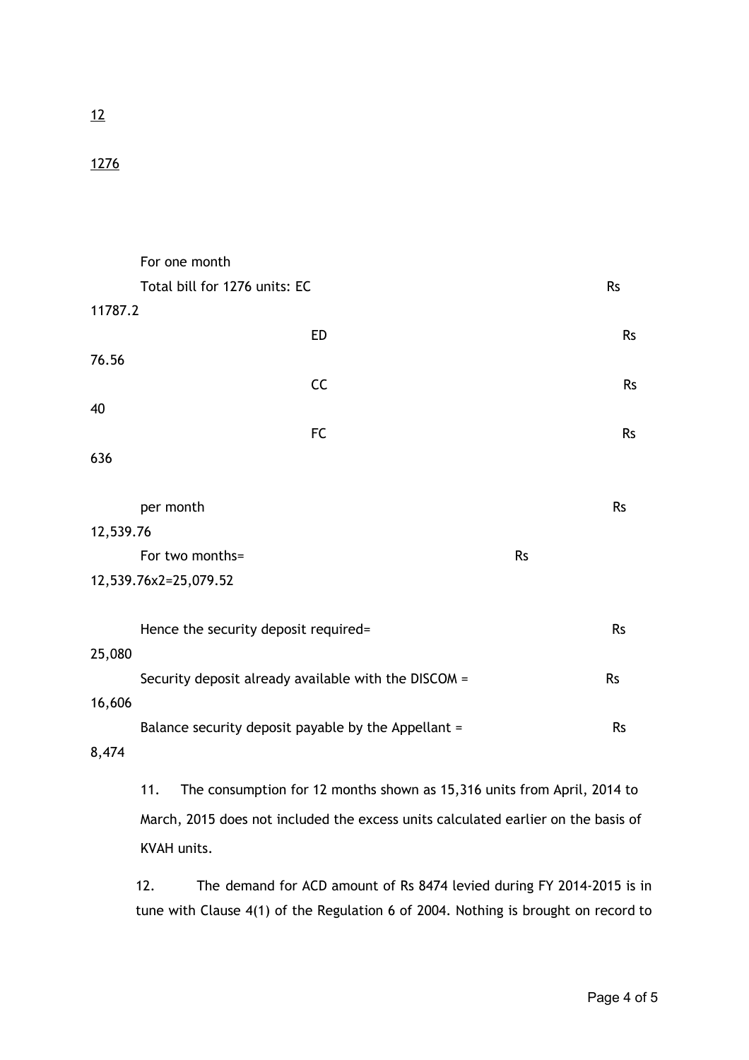12

1276

For one month

| | | |
|---|---|---|
| Total bill for 1276 units: EC | Rs | 11787.2 |
| ED | Rs | 76.56 |
| CC | Rs | 40 |
| FC | Rs | 636 |
| per month | Rs | 12,539.76 |
| For two months= | Rs | 12,539.76x2=25,079.52 |
| Hence the security deposit required= | Rs | 25,080 |
| Security deposit already available with the DISCOM = | Rs | 16,606 |
| Balance security deposit payable by the Appellant = | Rs | 8,474 |

11. The consumption for 12 months shown as 15,316 units from April, 2014 to March, 2015 does not included the excess units calculated earlier on the basis of KVAH units.

12. The demand for ACD amount of Rs 8474 levied during FY 2014-2015 is in tune with Clause 4(1) of the Regulation 6 of 2004. Nothing is brought on record to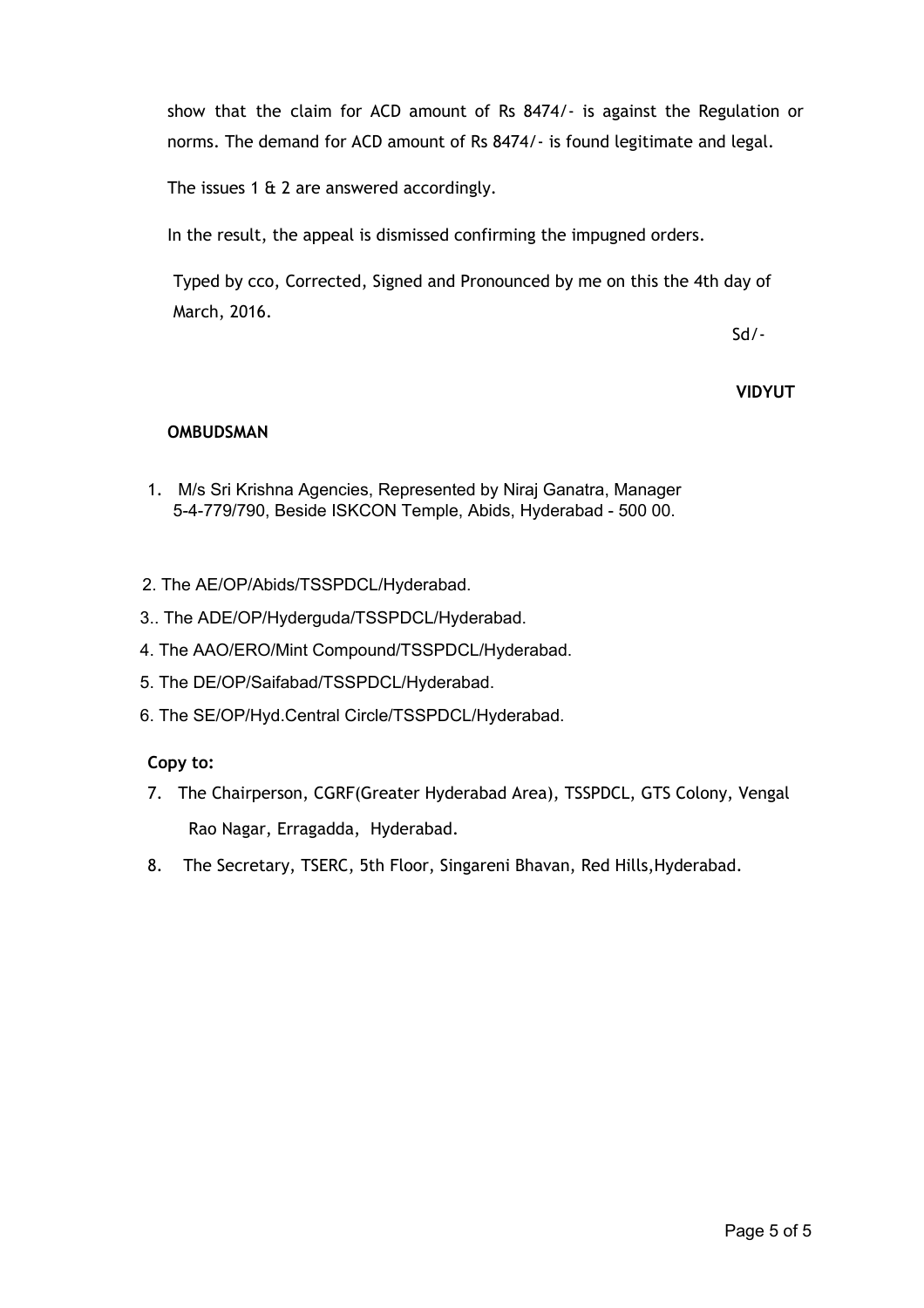show that the claim for ACD amount of Rs 8474/- is against the Regulation or norms. The demand for ACD amount of Rs 8474/- is found legitimate and legal.

The issues 1 & 2 are answered accordingly.

In the result, the appeal is dismissed confirming the impugned orders.

Typed by cco, Corrected, Signed and Pronounced by me on this the 4th day of March, 2016.

Sd/-

**VIDYUT**

**OMBUDSMAN**

1. M/s Sri Krishna Agencies, Represented by Niraj Ganatra, Manager 5-4-779/790, Beside ISKCON Temple, Abids, Hyderabad - 500 00.

2. The AE/OP/Abids/TSSPDCL/Hyderabad.

3.. The ADE/OP/Hyderguda/TSSPDCL/Hyderabad.

4. The AAO/ERO/Mint Compound/TSSPDCL/Hyderabad.

5. The DE/OP/Saifabad/TSSPDCL/Hyderabad.

6. The SE/OP/Hyd.Central Circle/TSSPDCL/Hyderabad.

**Copy to:**

7. The Chairperson, CGRF(Greater Hyderabad Area), TSSPDCL, GTS Colony, Vengal Rao Nagar, Erragadda, Hyderabad.

8. The Secretary, TSERC, 5th Floor, Singareni Bhavan, Red Hills,Hyderabad.